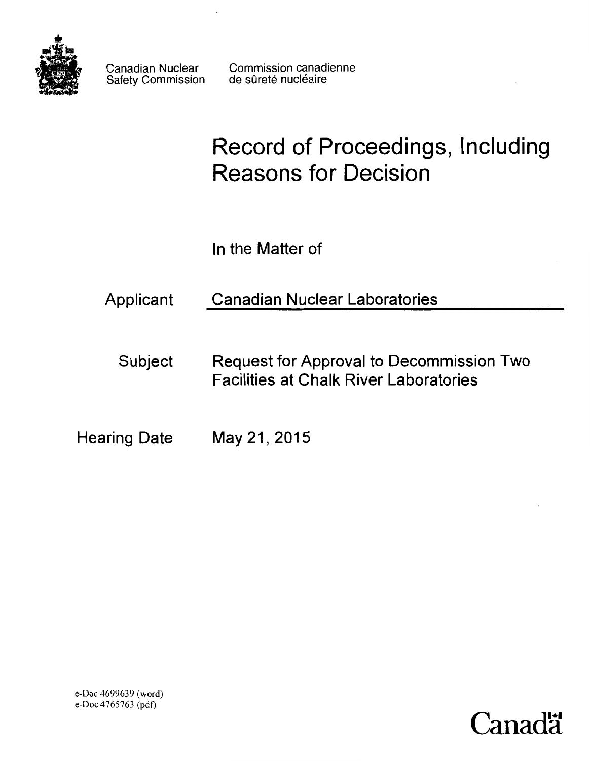Canadian Nuclear Safety Commission

Commission canadienne de sûreté nucléaire

# Record of Proceedings, Including Reasons for Decision

In the Matter of

| | |
|---|---|
| Applicant | Canadian Nuclear Laboratories |
| Subject | Request for Approval to Decommission Two Facilities at Chalk River Laboratories |
| Hearing Date | May 21, 2015 |

e-Doc 4699639 (word)
e-Doc 4765763 (pdf)

Canada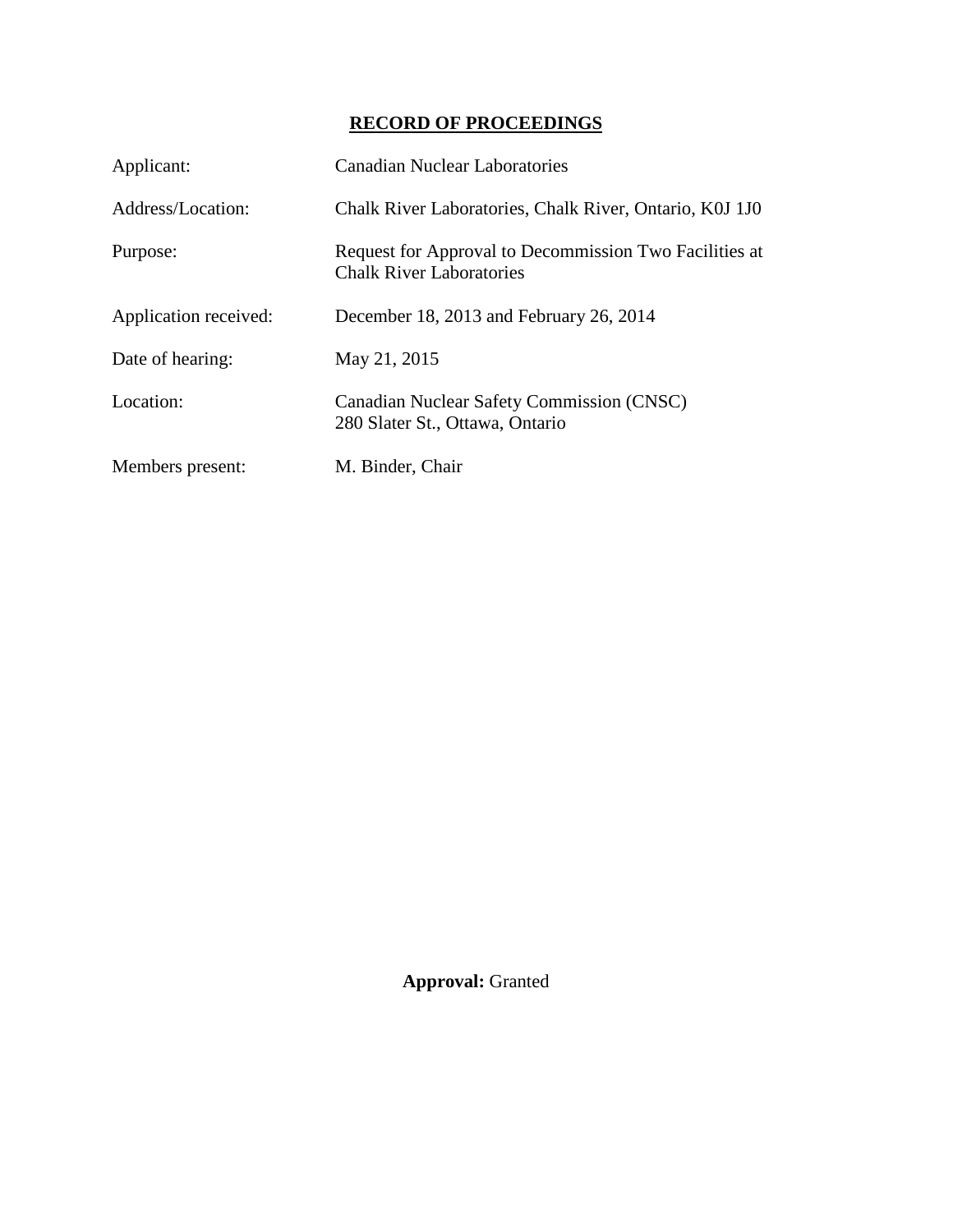# RECORD OF PROCEEDINGS

| | |
|---|---|
| Applicant: | Canadian Nuclear Laboratories |
| Address/Location: | Chalk River Laboratories, Chalk River, Ontario, K0J 1J0 |
| Purpose: | Request for Approval to Decommission Two Facilities at Chalk River Laboratories |
| Application received: | December 18, 2013 and February 26, 2014 |
| Date of hearing: | May 21, 2015 |
| Location: | Canadian Nuclear Safety Commission (CNSC) 280 Slater St., Ottawa, Ontario |
| Members present: | M. Binder, Chair |

**Approval:** Granted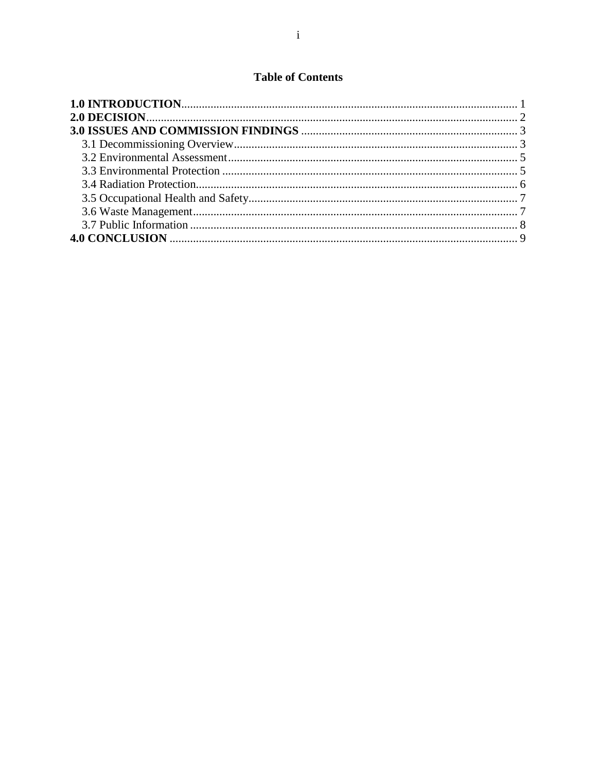# Table of Contents

**1.0 INTRODUCTION** .......... 1
**2.0 DECISION** .......... 2
**3.0 ISSUES AND COMMISSION FINDINGS** .......... 3
- 3.1 Decommissioning Overview .......... 3
- 3.2 Environmental Assessment .......... 5
- 3.3 Environmental Protection .......... 5
- 3.4 Radiation Protection .......... 6
- 3.5 Occupational Health and Safety .......... 7
- 3.6 Waste Management .......... 7
- 3.7 Public Information .......... 8

**4.0 CONCLUSION** .......... 9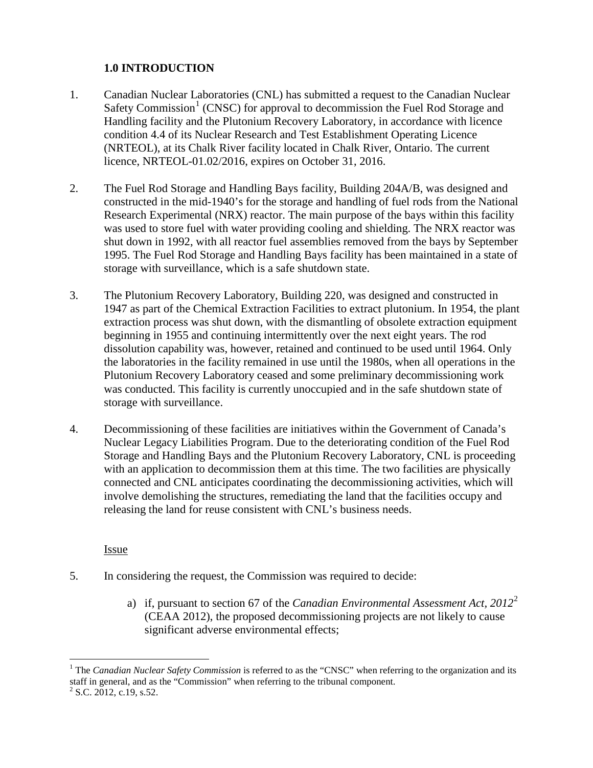## 1.0 INTRODUCTION

1. Canadian Nuclear Laboratories (CNL) has submitted a request to the Canadian Nuclear Safety Commission[1] (CNSC) for approval to decommission the Fuel Rod Storage and Handling facility and the Plutonium Recovery Laboratory, in accordance with licence condition 4.4 of its Nuclear Research and Test Establishment Operating Licence (NRTEOL), at its Chalk River facility located in Chalk River, Ontario. The current licence, NRTEOL-01.02/2016, expires on October 31, 2016.

2. The Fuel Rod Storage and Handling Bays facility, Building 204A/B, was designed and constructed in the mid-1940's for the storage and handling of fuel rods from the National Research Experimental (NRX) reactor. The main purpose of the bays within this facility was used to store fuel with water providing cooling and shielding. The NRX reactor was shut down in 1992, with all reactor fuel assemblies removed from the bays by September 1995. The Fuel Rod Storage and Handling Bays facility has been maintained in a state of storage with surveillance, which is a safe shutdown state.

3. The Plutonium Recovery Laboratory, Building 220, was designed and constructed in 1947 as part of the Chemical Extraction Facilities to extract plutonium. In 1954, the plant extraction process was shut down, with the dismantling of obsolete extraction equipment beginning in 1955 and continuing intermittently over the next eight years. The rod dissolution capability was, however, retained and continued to be used until 1964. Only the laboratories in the facility remained in use until the 1980s, when all operations in the Plutonium Recovery Laboratory ceased and some preliminary decommissioning work was conducted. This facility is currently unoccupied and in the safe shutdown state of storage with surveillance.

4. Decommissioning of these facilities are initiatives within the Government of Canada's Nuclear Legacy Liabilities Program. Due to the deteriorating condition of the Fuel Rod Storage and Handling Bays and the Plutonium Recovery Laboratory, CNL is proceeding with an application to decommission them at this time. The two facilities are physically connected and CNL anticipates coordinating the decommissioning activities, which will involve demolishing the structures, remediating the land that the facilities occupy and releasing the land for reuse consistent with CNL's business needs.

<u>Issue</u>

5. In considering the request, the Commission was required to decide:

   a) if, pursuant to section 67 of the *Canadian Environmental Assessment Act, 2012*[2] (CEAA 2012), the proposed decommissioning projects are not likely to cause significant adverse environmental effects;

---

[1] The *Canadian Nuclear Safety Commission* is referred to as the "CNSC" when referring to the organization and its staff in general, and as the "Commission" when referring to the tribunal component.

[2] S.C. 2012, c.19, s.52.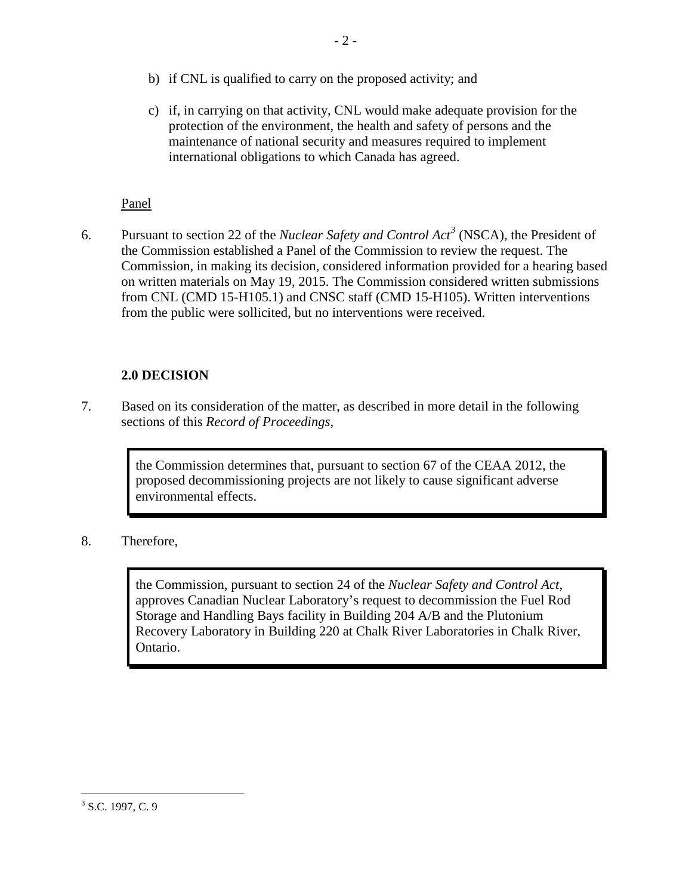b) if CNL is qualified to carry on the proposed activity; and

c) if, in carrying on that activity, CNL would make adequate provision for the protection of the environment, the health and safety of persons and the maintenance of national security and measures required to implement international obligations to which Canada has agreed.

Panel

6. Pursuant to section 22 of the *Nuclear Safety and Control Act*[3] (NSCA), the President of the Commission established a Panel of the Commission to review the request. The Commission, in making its decision, considered information provided for a hearing based on written materials on May 19, 2015. The Commission considered written submissions from CNL (CMD 15-H105.1) and CNSC staff (CMD 15-H105). Written interventions from the public were sollicited, but no interventions were received.

## 2.0 DECISION

7. Based on its consideration of the matter, as described in more detail in the following sections of this *Record of Proceedings*,

> the Commission determines that, pursuant to section 67 of the CEAA 2012, the proposed decommissioning projects are not likely to cause significant adverse environmental effects.

8. Therefore,

> the Commission, pursuant to section 24 of the *Nuclear Safety and Control Act*, approves Canadian Nuclear Laboratory's request to decommission the Fuel Rod Storage and Handling Bays facility in Building 204 A/B and the Plutonium Recovery Laboratory in Building 220 at Chalk River Laboratories in Chalk River, Ontario.

[3] S.C. 1997, C. 9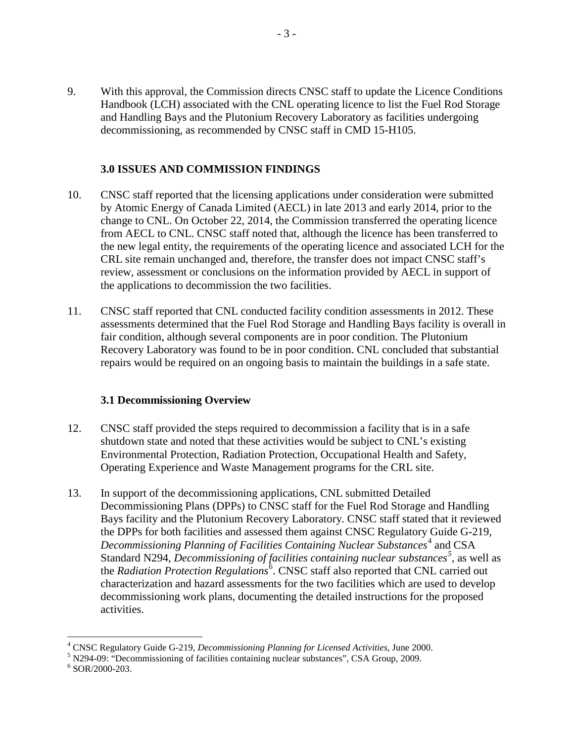9. With this approval, the Commission directs CNSC staff to update the Licence Conditions Handbook (LCH) associated with the CNL operating licence to list the Fuel Rod Storage and Handling Bays and the Plutonium Recovery Laboratory as facilities undergoing decommissioning, as recommended by CNSC staff in CMD 15-H105.

## 3.0 ISSUES AND COMMISSION FINDINGS

10. CNSC staff reported that the licensing applications under consideration were submitted by Atomic Energy of Canada Limited (AECL) in late 2013 and early 2014, prior to the change to CNL. On October 22, 2014, the Commission transferred the operating licence from AECL to CNL. CNSC staff noted that, although the licence has been transferred to the new legal entity, the requirements of the operating licence and associated LCH for the CRL site remain unchanged and, therefore, the transfer does not impact CNSC staff's review, assessment or conclusions on the information provided by AECL in support of the applications to decommission the two facilities.

11. CNSC staff reported that CNL conducted facility condition assessments in 2012. These assessments determined that the Fuel Rod Storage and Handling Bays facility is overall in fair condition, although several components are in poor condition. The Plutonium Recovery Laboratory was found to be in poor condition. CNL concluded that substantial repairs would be required on an ongoing basis to maintain the buildings in a safe state.

### 3.1 Decommissioning Overview

12. CNSC staff provided the steps required to decommission a facility that is in a safe shutdown state and noted that these activities would be subject to CNL's existing Environmental Protection, Radiation Protection, Occupational Health and Safety, Operating Experience and Waste Management programs for the CRL site.

13. In support of the decommissioning applications, CNL submitted Detailed Decommissioning Plans (DPPs) to CNSC staff for the Fuel Rod Storage and Handling Bays facility and the Plutonium Recovery Laboratory. CNSC staff stated that it reviewed the DPPs for both facilities and assessed them against CNSC Regulatory Guide G-219, *Decommissioning Planning of Facilities Containing Nuclear Substances*[4] and CSA Standard N294, *Decommissioning of facilities containing nuclear substances*[5], as well as the *Radiation Protection Regulations*[6]. CNSC staff also reported that CNL carried out characterization and hazard assessments for the two facilities which are used to develop decommissioning work plans, documenting the detailed instructions for the proposed activities.

---

[4] CNSC Regulatory Guide G-219, *Decommissioning Planning for Licensed Activities*, June 2000.
[5] N294-09: "Decommissioning of facilities containing nuclear substances", CSA Group, 2009.
[6] SOR/2000-203.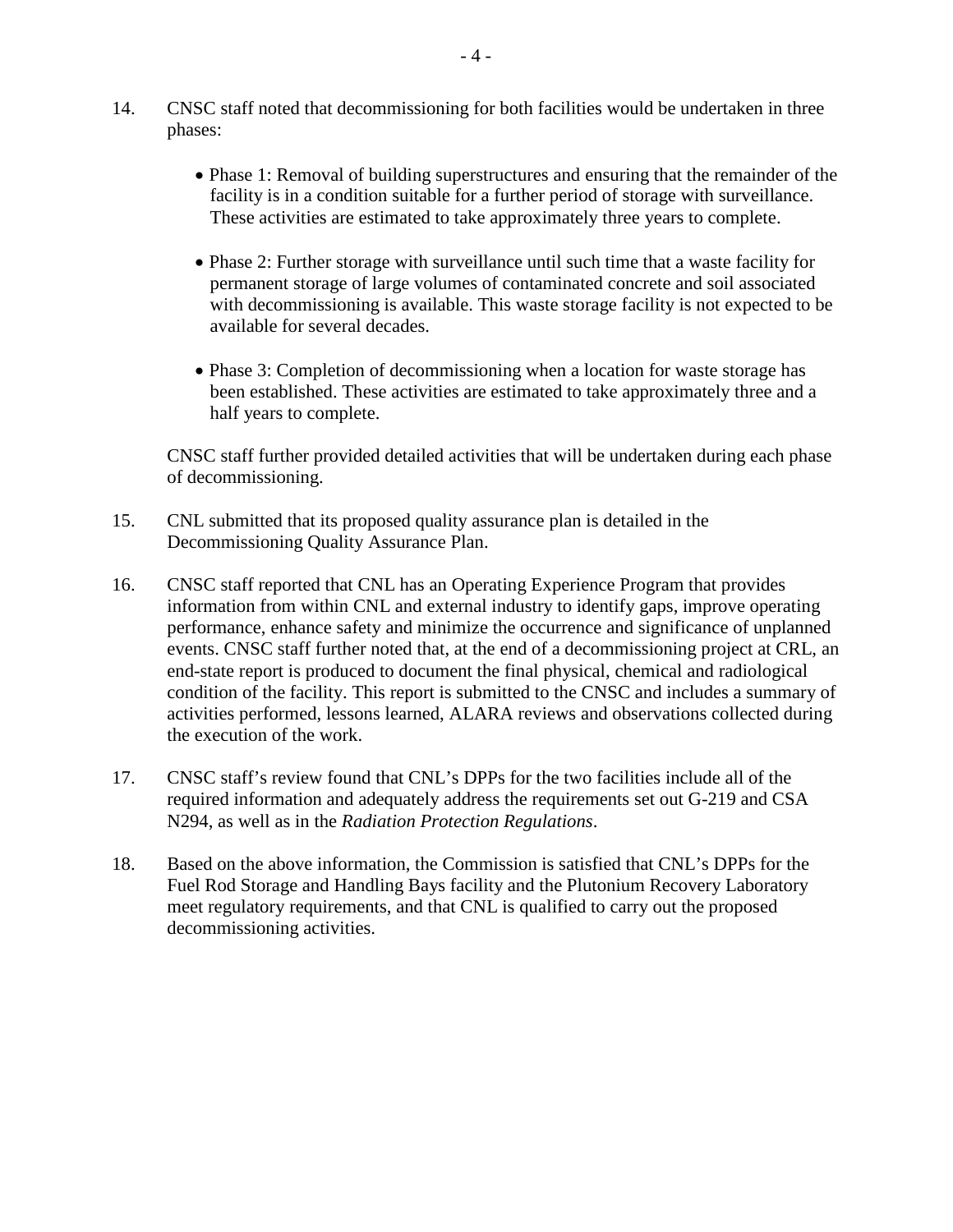14. CNSC staff noted that decommissioning for both facilities would be undertaken in three phases:

    - Phase 1: Removal of building superstructures and ensuring that the remainder of the facility is in a condition suitable for a further period of storage with surveillance. These activities are estimated to take approximately three years to complete.

    - Phase 2: Further storage with surveillance until such time that a waste facility for permanent storage of large volumes of contaminated concrete and soil associated with decommissioning is available. This waste storage facility is not expected to be available for several decades.

    - Phase 3: Completion of decommissioning when a location for waste storage has been established. These activities are estimated to take approximately three and a half years to complete.

    CNSC staff further provided detailed activities that will be undertaken during each phase of decommissioning.

15. CNL submitted that its proposed quality assurance plan is detailed in the Decommissioning Quality Assurance Plan.

16. CNSC staff reported that CNL has an Operating Experience Program that provides information from within CNL and external industry to identify gaps, improve operating performance, enhance safety and minimize the occurrence and significance of unplanned events. CNSC staff further noted that, at the end of a decommissioning project at CRL, an end-state report is produced to document the final physical, chemical and radiological condition of the facility. This report is submitted to the CNSC and includes a summary of activities performed, lessons learned, ALARA reviews and observations collected during the execution of the work.

17. CNSC staff's review found that CNL's DPPs for the two facilities include all of the required information and adequately address the requirements set out G-219 and CSA N294, as well as in the *Radiation Protection Regulations*.

18. Based on the above information, the Commission is satisfied that CNL's DPPs for the Fuel Rod Storage and Handling Bays facility and the Plutonium Recovery Laboratory meet regulatory requirements, and that CNL is qualified to carry out the proposed decommissioning activities.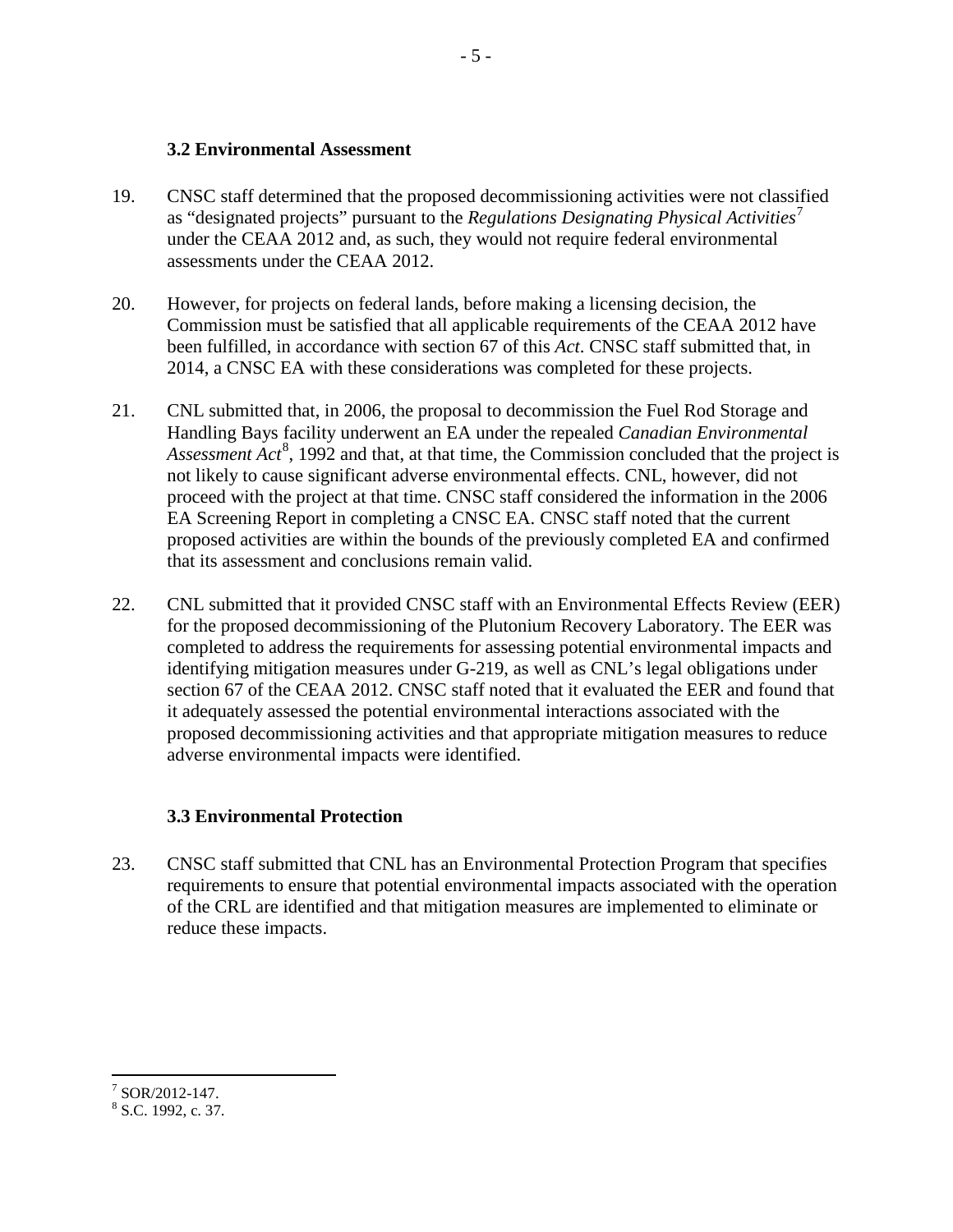### 3.2 Environmental Assessment

19. CNSC staff determined that the proposed decommissioning activities were not classified as "designated projects" pursuant to the *Regulations Designating Physical Activities*[7] under the CEAA 2012 and, as such, they would not require federal environmental assessments under the CEAA 2012.

20. However, for projects on federal lands, before making a licensing decision, the Commission must be satisfied that all applicable requirements of the CEAA 2012 have been fulfilled, in accordance with section 67 of this *Act*. CNSC staff submitted that, in 2014, a CNSC EA with these considerations was completed for these projects.

21. CNL submitted that, in 2006, the proposal to decommission the Fuel Rod Storage and Handling Bays facility underwent an EA under the repealed *Canadian Environmental Assessment Act*[8], 1992 and that, at that time, the Commission concluded that the project is not likely to cause significant adverse environmental effects. CNL, however, did not proceed with the project at that time. CNSC staff considered the information in the 2006 EA Screening Report in completing a CNSC EA. CNSC staff noted that the current proposed activities are within the bounds of the previously completed EA and confirmed that its assessment and conclusions remain valid.

22. CNL submitted that it provided CNSC staff with an Environmental Effects Review (EER) for the proposed decommissioning of the Plutonium Recovery Laboratory. The EER was completed to address the requirements for assessing potential environmental impacts and identifying mitigation measures under G-219, as well as CNL's legal obligations under section 67 of the CEAA 2012. CNSC staff noted that it evaluated the EER and found that it adequately assessed the potential environmental interactions associated with the proposed decommissioning activities and that appropriate mitigation measures to reduce adverse environmental impacts were identified.

### 3.3 Environmental Protection

23. CNSC staff submitted that CNL has an Environmental Protection Program that specifies requirements to ensure that potential environmental impacts associated with the operation of the CRL are identified and that mitigation measures are implemented to eliminate or reduce these impacts.

---

[7] SOR/2012-147.

[8] S.C. 1992, c. 37.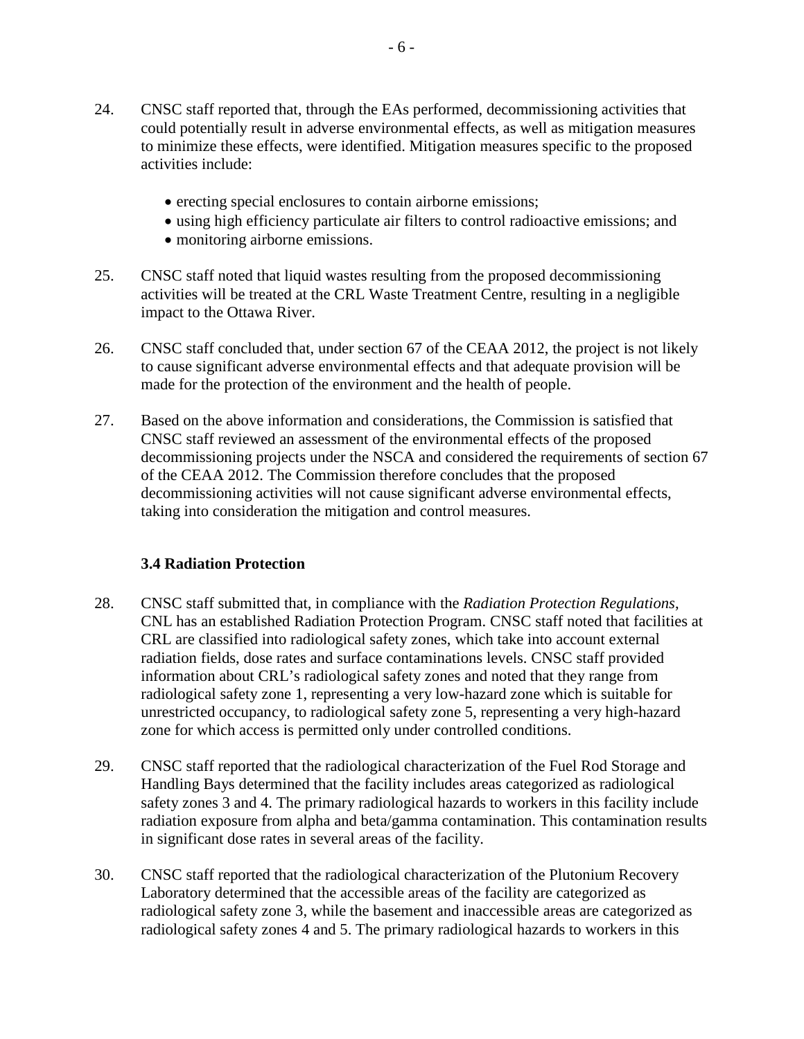24. CNSC staff reported that, through the EAs performed, decommissioning activities that could potentially result in adverse environmental effects, as well as mitigation measures to minimize these effects, were identified. Mitigation measures specific to the proposed activities include:

    - erecting special enclosures to contain airborne emissions;
    - using high efficiency particulate air filters to control radioactive emissions; and
    - monitoring airborne emissions.

25. CNSC staff noted that liquid wastes resulting from the proposed decommissioning activities will be treated at the CRL Waste Treatment Centre, resulting in a negligible impact to the Ottawa River.

26. CNSC staff concluded that, under section 67 of the CEAA 2012, the project is not likely to cause significant adverse environmental effects and that adequate provision will be made for the protection of the environment and the health of people.

27. Based on the above information and considerations, the Commission is satisfied that CNSC staff reviewed an assessment of the environmental effects of the proposed decommissioning projects under the NSCA and considered the requirements of section 67 of the CEAA 2012. The Commission therefore concludes that the proposed decommissioning activities will not cause significant adverse environmental effects, taking into consideration the mitigation and control measures.

### 3.4 Radiation Protection

28. CNSC staff submitted that, in compliance with the *Radiation Protection Regulations*, CNL has an established Radiation Protection Program. CNSC staff noted that facilities at CRL are classified into radiological safety zones, which take into account external radiation fields, dose rates and surface contaminations levels. CNSC staff provided information about CRL's radiological safety zones and noted that they range from radiological safety zone 1, representing a very low-hazard zone which is suitable for unrestricted occupancy, to radiological safety zone 5, representing a very high-hazard zone for which access is permitted only under controlled conditions.

29. CNSC staff reported that the radiological characterization of the Fuel Rod Storage and Handling Bays determined that the facility includes areas categorized as radiological safety zones 3 and 4. The primary radiological hazards to workers in this facility include radiation exposure from alpha and beta/gamma contamination. This contamination results in significant dose rates in several areas of the facility.

30. CNSC staff reported that the radiological characterization of the Plutonium Recovery Laboratory determined that the accessible areas of the facility are categorized as radiological safety zone 3, while the basement and inaccessible areas are categorized as radiological safety zones 4 and 5. The primary radiological hazards to workers in this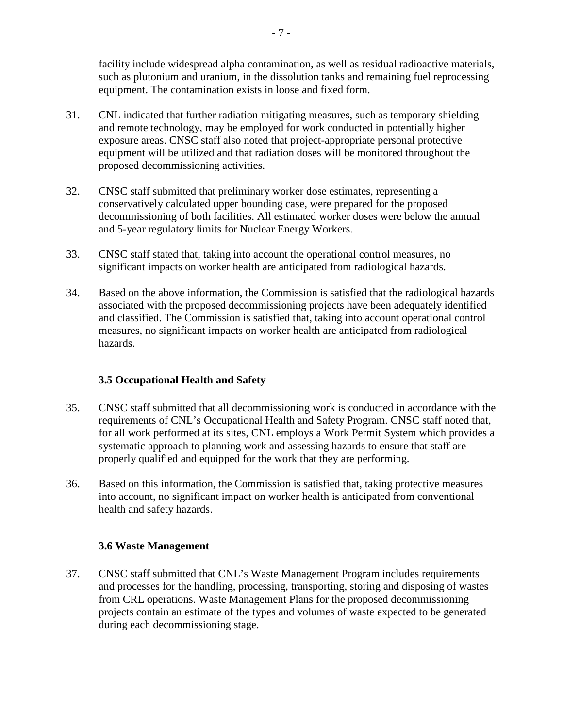facility include widespread alpha contamination, as well as residual radioactive materials, such as plutonium and uranium, in the dissolution tanks and remaining fuel reprocessing equipment. The contamination exists in loose and fixed form.

31. CNL indicated that further radiation mitigating measures, such as temporary shielding and remote technology, may be employed for work conducted in potentially higher exposure areas. CNSC staff also noted that project-appropriate personal protective equipment will be utilized and that radiation doses will be monitored throughout the proposed decommissioning activities.

32. CNSC staff submitted that preliminary worker dose estimates, representing a conservatively calculated upper bounding case, were prepared for the proposed decommissioning of both facilities. All estimated worker doses were below the annual and 5-year regulatory limits for Nuclear Energy Workers.

33. CNSC staff stated that, taking into account the operational control measures, no significant impacts on worker health are anticipated from radiological hazards.

34. Based on the above information, the Commission is satisfied that the radiological hazards associated with the proposed decommissioning projects have been adequately identified and classified. The Commission is satisfied that, taking into account operational control measures, no significant impacts on worker health are anticipated from radiological hazards.

### 3.5 Occupational Health and Safety

35. CNSC staff submitted that all decommissioning work is conducted in accordance with the requirements of CNL's Occupational Health and Safety Program. CNSC staff noted that, for all work performed at its sites, CNL employs a Work Permit System which provides a systematic approach to planning work and assessing hazards to ensure that staff are properly qualified and equipped for the work that they are performing.

36. Based on this information, the Commission is satisfied that, taking protective measures into account, no significant impact on worker health is anticipated from conventional health and safety hazards.

### 3.6 Waste Management

37. CNSC staff submitted that CNL's Waste Management Program includes requirements and processes for the handling, processing, transporting, storing and disposing of wastes from CRL operations. Waste Management Plans for the proposed decommissioning projects contain an estimate of the types and volumes of waste expected to be generated during each decommissioning stage.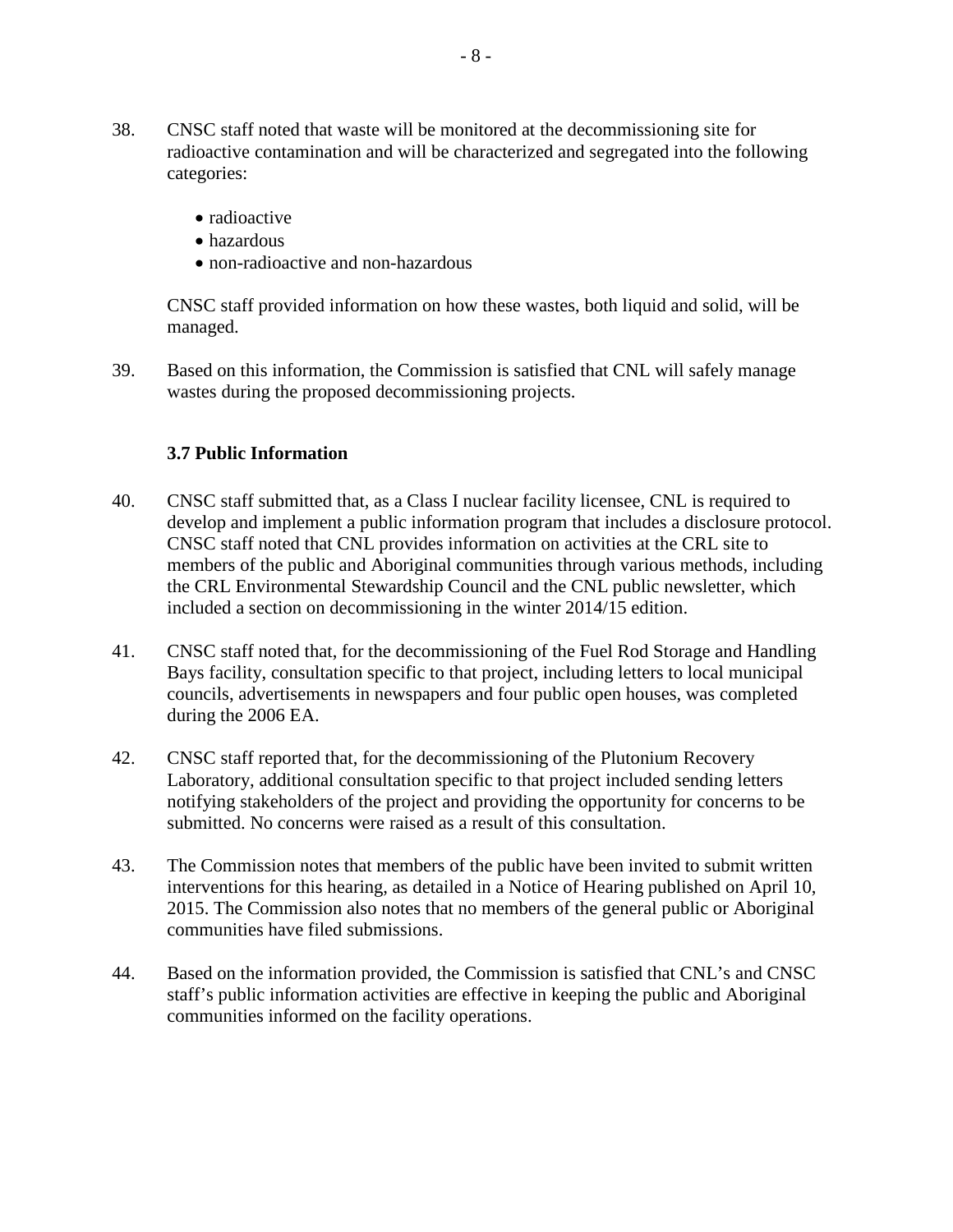38. CNSC staff noted that waste will be monitored at the decommissioning site for radioactive contamination and will be characterized and segregated into the following categories:

    - radioactive
    - hazardous
    - non-radioactive and non-hazardous

    CNSC staff provided information on how these wastes, both liquid and solid, will be managed.

39. Based on this information, the Commission is satisfied that CNL will safely manage wastes during the proposed decommissioning projects.

### 3.7 Public Information

40. CNSC staff submitted that, as a Class I nuclear facility licensee, CNL is required to develop and implement a public information program that includes a disclosure protocol. CNSC staff noted that CNL provides information on activities at the CRL site to members of the public and Aboriginal communities through various methods, including the CRL Environmental Stewardship Council and the CNL public newsletter, which included a section on decommissioning in the winter 2014/15 edition.

41. CNSC staff noted that, for the decommissioning of the Fuel Rod Storage and Handling Bays facility, consultation specific to that project, including letters to local municipal councils, advertisements in newspapers and four public open houses, was completed during the 2006 EA.

42. CNSC staff reported that, for the decommissioning of the Plutonium Recovery Laboratory, additional consultation specific to that project included sending letters notifying stakeholders of the project and providing the opportunity for concerns to be submitted. No concerns were raised as a result of this consultation.

43. The Commission notes that members of the public have been invited to submit written interventions for this hearing, as detailed in a Notice of Hearing published on April 10, 2015. The Commission also notes that no members of the general public or Aboriginal communities have filed submissions.

44. Based on the information provided, the Commission is satisfied that CNL's and CNSC staff's public information activities are effective in keeping the public and Aboriginal communities informed on the facility operations.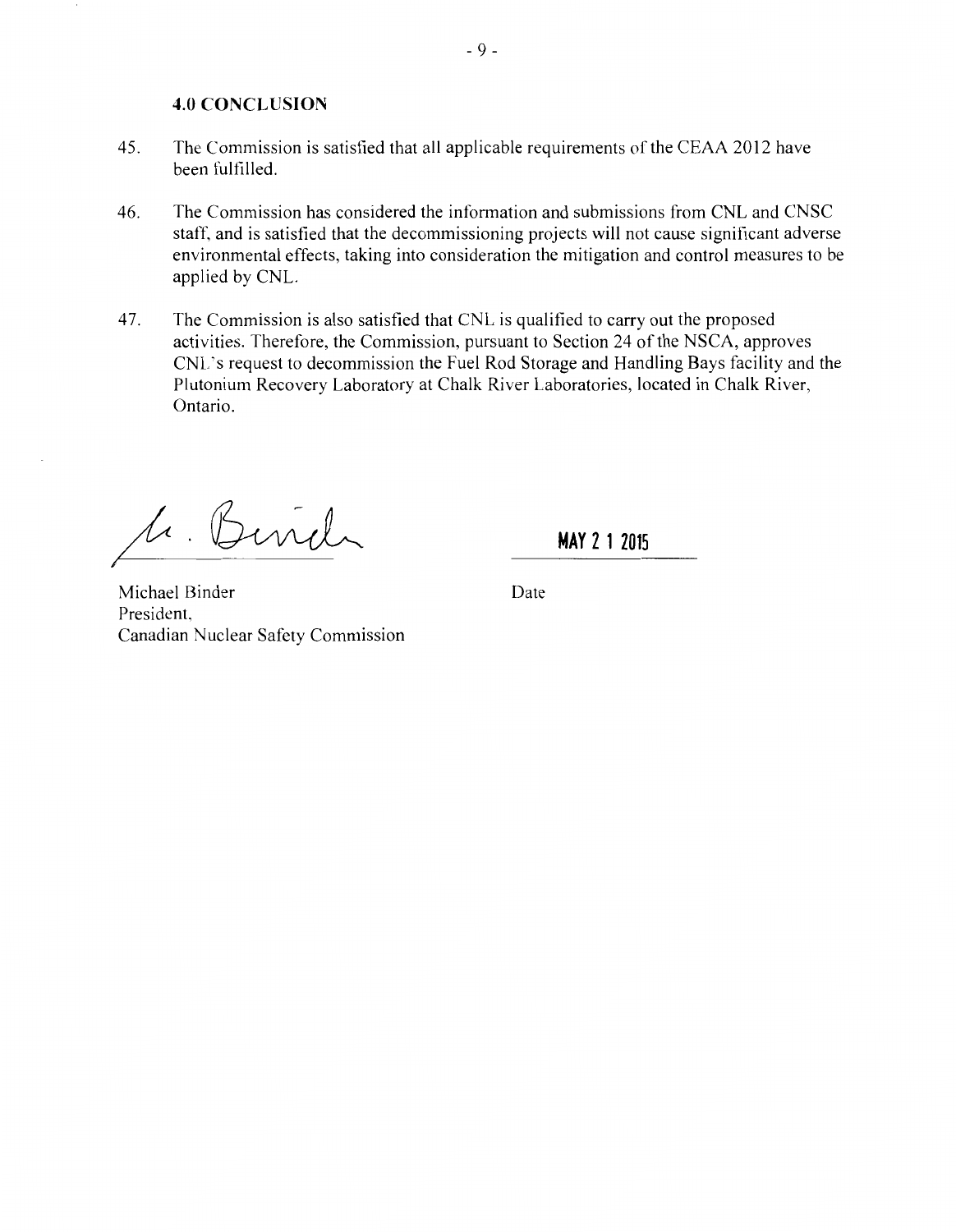## 4.0 CONCLUSION

45. The Commission is satisfied that all applicable requirements of the CEAA 2012 have been fulfilled.

46. The Commission has considered the information and submissions from CNL and CNSC staff, and is satisfied that the decommissioning projects will not cause significant adverse environmental effects, taking into consideration the mitigation and control measures to be applied by CNL.

47. The Commission is also satisfied that CNL is qualified to carry out the proposed activities. Therefore, the Commission, pursuant to Section 24 of the NSCA, approves CNL's request to decommission the Fuel Rod Storage and Handling Bays facility and the Plutonium Recovery Laboratory at Chalk River Laboratories, located in Chalk River, Ontario.

M. Binder

MAY 21 2015

Michael Binder
President,
Canadian Nuclear Safety Commission

Date